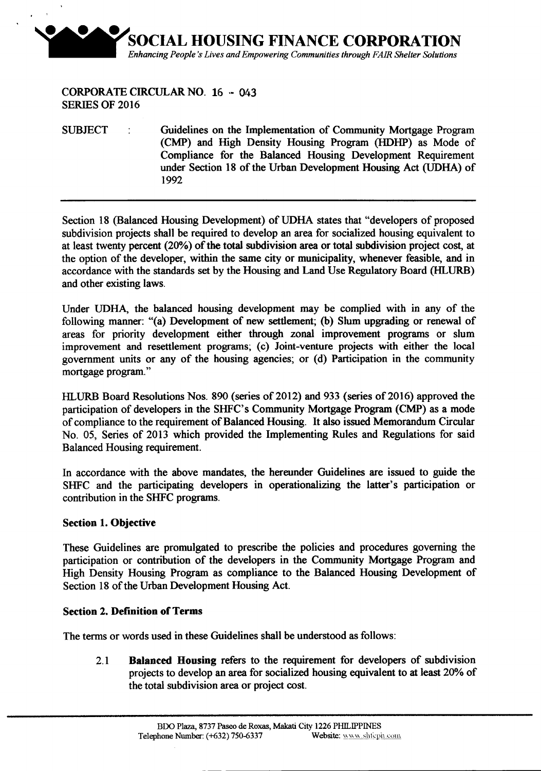# SOCIAL HOUSING FINANCE CORPORATION

*Enhancing People's Lives and Empowering Communities through FAIR Shelter Solutions*

**CORPORATE CIRCULAR NO. 16 - 043**
**SERIES OF 2016**

SUBJECT : Guidelines on the Implementation of Community Mortgage Program (CMP) and High Density Housing Program (HDHP) as Mode of Compliance for the Balanced Housing Development Requirement under Section 18 of the Urban Development Housing Act (UDHA) of 1992

---

Section 18 (Balanced Housing Development) of UDHA states that "developers of proposed subdivision projects shall be required to develop an area for socialized housing equivalent to at least twenty percent (20%) of the total subdivision area or total subdivision project cost, at the option of the developer, within the same city or municipality, whenever feasible, and in accordance with the standards set by the Housing and Land Use Regulatory Board (HLURB) and other existing laws.

Under UDHA, the balanced housing development may be complied with in any of the following manner: "(a) Development of new settlement; (b) Slum upgrading or renewal of areas for priority development either through zonal improvement programs or slum improvement and resettlement programs; (c) Joint-venture projects with either the local government units or any of the housing agencies; or (d) Participation in the community mortgage program."

HLURB Board Resolutions Nos. 890 (series of 2012) and 933 (series of 2016) approved the participation of developers in the SHFC's Community Mortgage Program (CMP) as a mode of compliance to the requirement of Balanced Housing. It also issued Memorandum Circular No. 05, Series of 2013 which provided the Implementing Rules and Regulations for said Balanced Housing requirement.

In accordance with the above mandates, the hereunder Guidelines are issued to guide the SHFC and the participating developers in operationalizing the latter's participation or contribution in the SHFC programs.

### Section 1. Objective

These Guidelines are promulgated to prescribe the policies and procedures governing the participation or contribution of the developers in the Community Mortgage Program and High Density Housing Program as compliance to the Balanced Housing Development of Section 18 of the Urban Development Housing Act.

### Section 2. Definition of Terms

The terms or words used in these Guidelines shall be understood as follows:

2.1 **Balanced Housing** refers to the requirement for developers of subdivision projects to develop an area for socialized housing equivalent to at least 20% of the total subdivision area or project cost.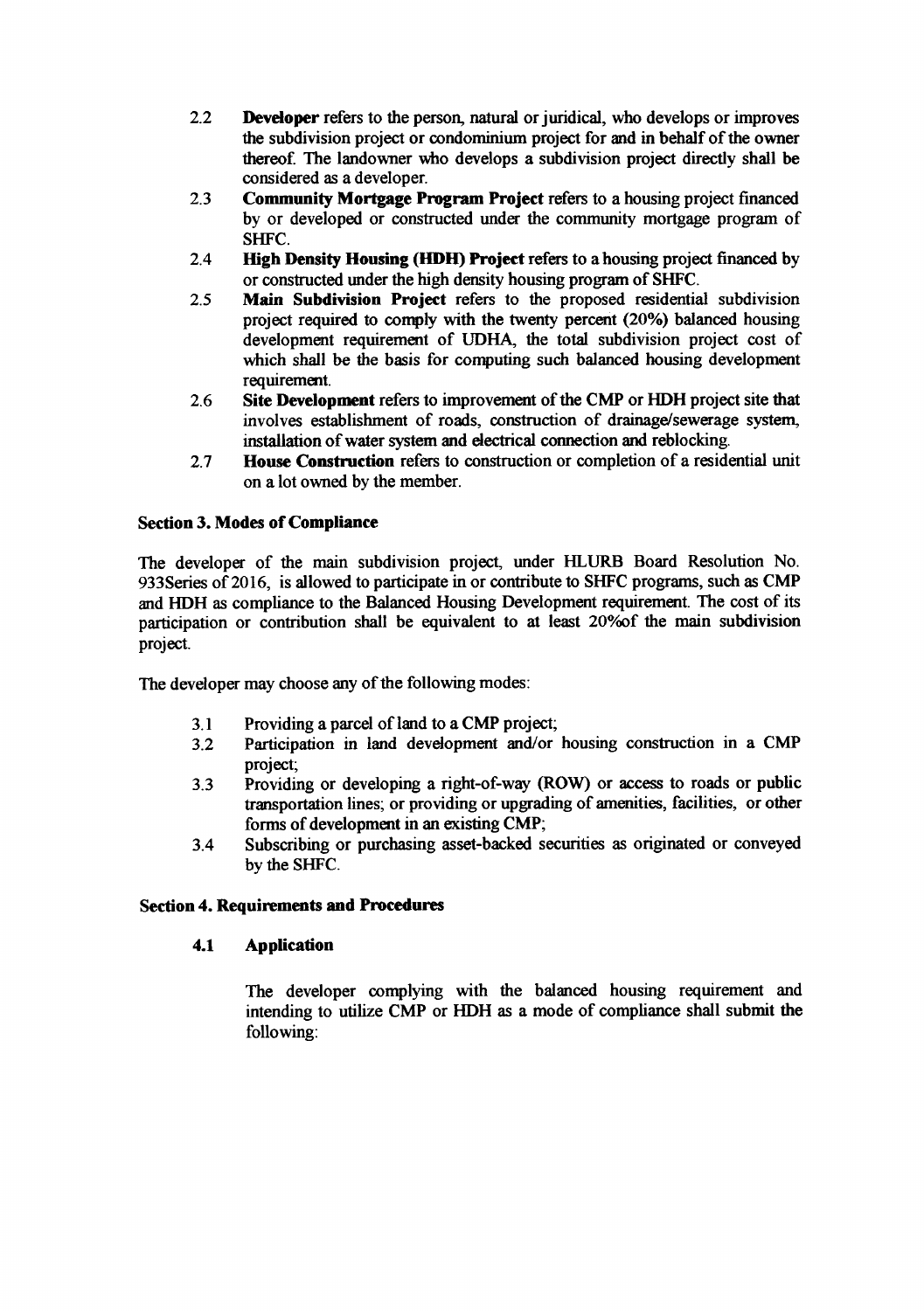2.2 **Developer** refers to the person, natural or juridical, who develops or improves the subdivision project or condominium project for and in behalf of the owner thereof. The landowner who develops a subdivision project directly shall be considered as a developer.

2.3 **Community Mortgage Program Project** refers to a housing project financed by or developed or constructed under the community mortgage program of SHFC.

2.4 **High Density Housing (HDH) Project** refers to a housing project financed by or constructed under the high density housing program of SHFC.

2.5 **Main Subdivision Project** refers to the proposed residential subdivision project required to comply with the twenty percent (20%) balanced housing development requirement of UDHA, the total subdivision project cost of which shall be the basis for computing such balanced housing development requirement.

2.6 **Site Development** refers to improvement of the CMP or HDH project site that involves establishment of roads, construction of drainage/sewerage system, installation of water system and electrical connection and reblocking.

2.7 **House Construction** refers to construction or completion of a residential unit on a lot owned by the member.

### Section 3. Modes of Compliance

The developer of the main subdivision project, under HLURB Board Resolution No. 933Series of 2016, is allowed to participate in or contribute to SHFC programs, such as CMP and HDH as compliance to the Balanced Housing Development requirement. The cost of its participation or contribution shall be equivalent to at least 20%of the main subdivision project.

The developer may choose any of the following modes:

3.1 Providing a parcel of land to a CMP project;

3.2 Participation in land development and/or housing construction in a CMP project;

3.3 Providing or developing a right-of-way (ROW) or access to roads or public transportation lines; or providing or upgrading of amenities, facilities, or other forms of development in an existing CMP;

3.4 Subscribing or purchasing asset-backed securities as originated or conveyed by the SHFC.

### Section 4. Requirements and Procedures

#### 4.1 Application

The developer complying with the balanced housing requirement and intending to utilize CMP or HDH as a mode of compliance shall submit the following: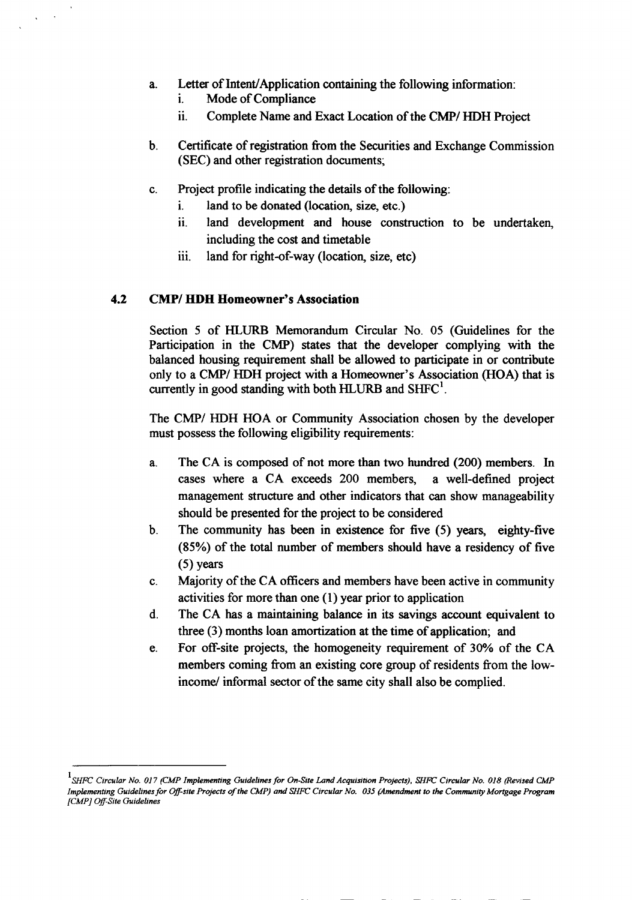a. Letter of Intent/Application containing the following information:
   i. Mode of Compliance
   ii. Complete Name and Exact Location of the CMP/ HDH Project

b. Certificate of registration from the Securities and Exchange Commission (SEC) and other registration documents;

c. Project profile indicating the details of the following:
   i. land to be donated (location, size, etc.)
   ii. land development and house construction to be undertaken, including the cost and timetable
   iii. land for right-of-way (location, size, etc)

### 4.2 CMP/ HDH Homeowner's Association

Section 5 of HLURB Memorandum Circular No. 05 (Guidelines for the Participation in the CMP) states that the developer complying with the balanced housing requirement shall be allowed to participate in or contribute only to a CMP/ HDH project with a Homeowner's Association (HOA) that is currently in good standing with both HLURB and SHFC[1].

The CMP/ HDH HOA or Community Association chosen by the developer must possess the following eligibility requirements:

a. The CA is composed of not more than two hundred (200) members. In cases where a CA exceeds 200 members, a well-defined project management structure and other indicators that can show manageability should be presented for the project to be considered

b. The community has been in existence for five (5) years, eighty-five (85%) of the total number of members should have a residency of five (5) years

c. Majority of the CA officers and members have been active in community activities for more than one (1) year prior to application

d. The CA has a maintaining balance in its savings account equivalent to three (3) months loan amortization at the time of application; and

e. For off-site projects, the homogeneity requirement of 30% of the CA members coming from an existing core group of residents from the low-income/ informal sector of the same city shall also be complied.

---

[1] *SHFC Circular No. 017 (CMP Implementing Guidelines for On-Site Land Acquisition Projects), SHFC Circular No. 018 (Revised CMP Implementing Guidelines for Off-site Projects of the CMP) and SHFC Circular No. 035 (Amendment to the Community Mortgage Program [CMP] Off-Site Guidelines*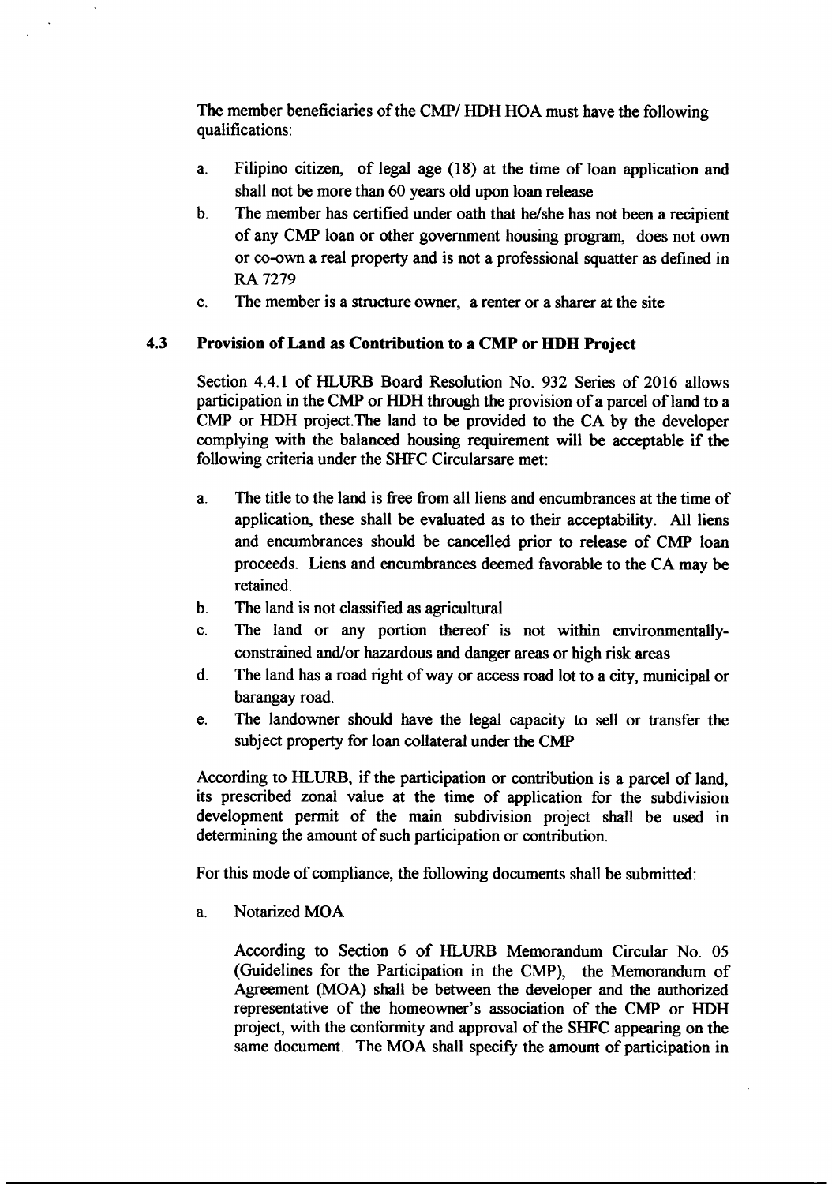The member beneficiaries of the CMP/ HDH HOA must have the following qualifications:

a. Filipino citizen, of legal age (18) at the time of loan application and shall not be more than 60 years old upon loan release
b. The member has certified under oath that he/she has not been a recipient of any CMP loan or other government housing program, does not own or co-own a real property and is not a professional squatter as defined in RA 7279
c. The member is a structure owner, a renter or a sharer at the site

### 4.3 Provision of Land as Contribution to a CMP or HDH Project

Section 4.4.1 of HLURB Board Resolution No. 932 Series of 2016 allows participation in the CMP or HDH through the provision of a parcel of land to a CMP or HDH project.The land to be provided to the CA by the developer complying with the balanced housing requirement will be acceptable if the following criteria under the SHFC Circularsare met:

a. The title to the land is free from all liens and encumbrances at the time of application, these shall be evaluated as to their acceptability. All liens and encumbrances should be cancelled prior to release of CMP loan proceeds. Liens and encumbrances deemed favorable to the CA may be retained.
b. The land is not classified as agricultural
c. The land or any portion thereof is not within environmentally-constrained and/or hazardous and danger areas or high risk areas
d. The land has a road right of way or access road lot to a city, municipal or barangay road.
e. The landowner should have the legal capacity to sell or transfer the subject property for loan collateral under the CMP

According to HLURB, if the participation or contribution is a parcel of land, its prescribed zonal value at the time of application for the subdivision development permit of the main subdivision project shall be used in determining the amount of such participation or contribution.

For this mode of compliance, the following documents shall be submitted:

a. Notarized MOA

According to Section 6 of HLURB Memorandum Circular No. 05 (Guidelines for the Participation in the CMP), the Memorandum of Agreement (MOA) shall be between the developer and the authorized representative of the homeowner's association of the CMP or HDH project, with the conformity and approval of the SHFC appearing on the same document. The MOA shall specify the amount of participation in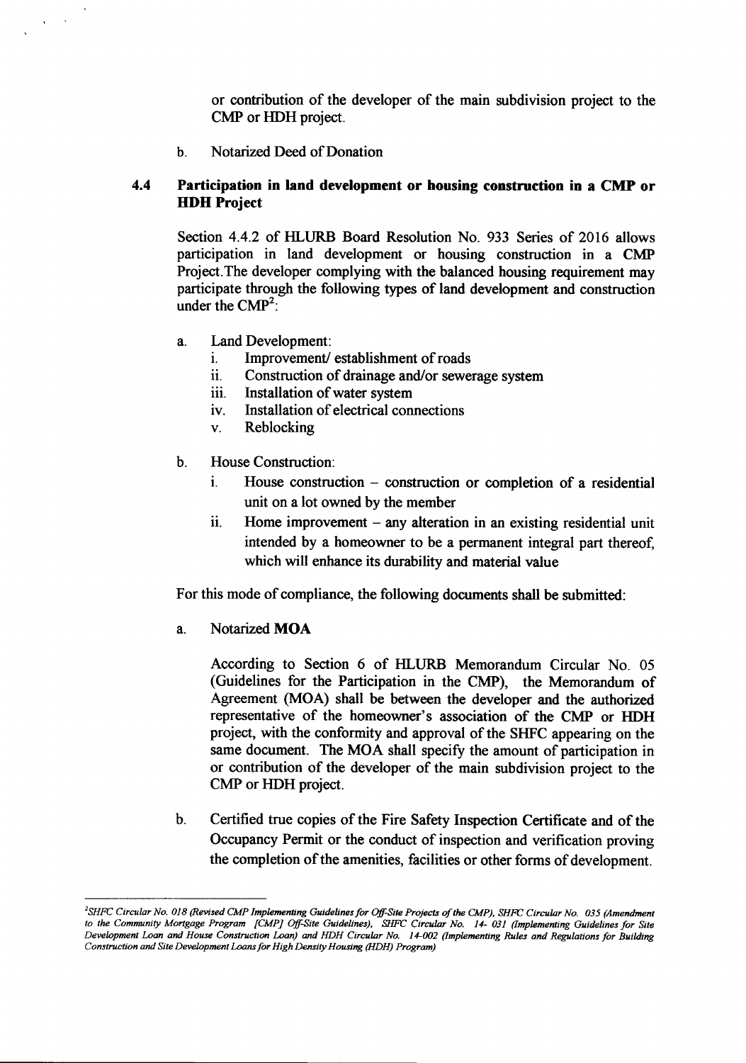or contribution of the developer of the main subdivision project to the CMP or HDH project.

b. Notarized Deed of Donation

### 4.4 Participation in land development or housing construction in a CMP or HDH Project

Section 4.4.2 of HLURB Board Resolution No. 933 Series of 2016 allows participation in land development or housing construction in a CMP Project.The developer complying with the balanced housing requirement may participate through the following types of land development and construction under the CMP[2]:

a. Land Development:
   i. Improvement/ establishment of roads
   ii. Construction of drainage and/or sewerage system
   iii. Installation of water system
   iv. Installation of electrical connections
   v. Reblocking

b. House Construction:
   i. House construction – construction or completion of a residential unit on a lot owned by the member
   ii. Home improvement – any alteration in an existing residential unit intended by a homeowner to be a permanent integral part thereof, which will enhance its durability and material value

For this mode of compliance, the following documents shall be submitted:

a. Notarized **MOA**

   According to Section 6 of HLURB Memorandum Circular No. 05 (Guidelines for the Participation in the CMP), the Memorandum of Agreement (MOA) shall be between the developer and the authorized representative of the homeowner's association of the CMP or HDH project, with the conformity and approval of the SHFC appearing on the same document. The MOA shall specify the amount of participation in or contribution of the developer of the main subdivision project to the CMP or HDH project.

b. Certified true copies of the Fire Safety Inspection Certificate and of the Occupancy Permit or the conduct of inspection and verification proving the completion of the amenities, facilities or other forms of development.

---

[2] *SHFC Circular No. 018 (Revised CMP Implementing Guidelines for Off-Site Projects of the CMP), SHFC Circular No. 035 (Amendment to the Community Mortgage Program [CMP] Off-Site Guidelines), SHFC Circular No. 14- 031 (Implementing Guidelines for Site Development Loan and House Construction Loan) and HDH Circular No. 14-002 (Implementing Rules and Regulations for Building Construction and Site Development Loans for High Density Housing (HDH) Program)*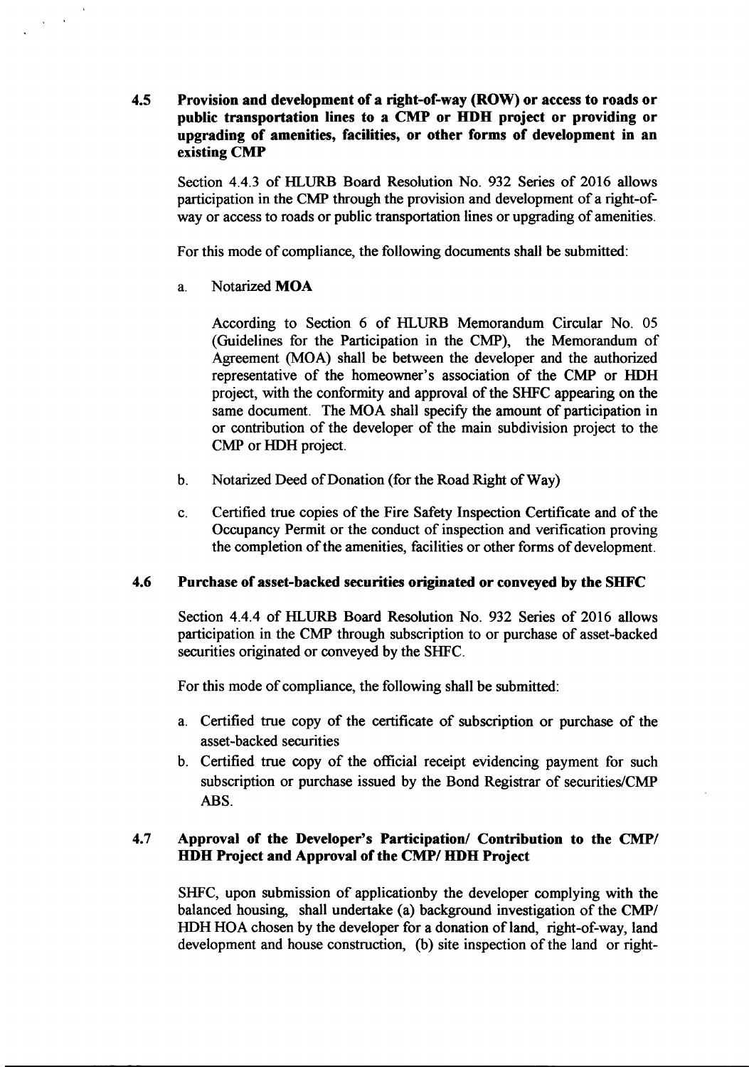## 4.5 Provision and development of a right-of-way (ROW) or access to roads or public transportation lines to a CMP or HDH project or providing or upgrading of amenities, facilities, or other forms of development in an existing CMP

Section 4.4.3 of HLURB Board Resolution No. 932 Series of 2016 allows participation in the CMP through the provision and development of a right-of-way or access to roads or public transportation lines or upgrading of amenities.

For this mode of compliance, the following documents shall be submitted:

a. Notarized **MOA**

   According to Section 6 of HLURB Memorandum Circular No. 05 (Guidelines for the Participation in the CMP), the Memorandum of Agreement (MOA) shall be between the developer and the authorized representative of the homeowner's association of the CMP or HDH project, with the conformity and approval of the SHFC appearing on the same document. The MOA shall specify the amount of participation in or contribution of the developer of the main subdivision project to the CMP or HDH project.

b. Notarized Deed of Donation (for the Road Right of Way)

c. Certified true copies of the Fire Safety Inspection Certificate and of the Occupancy Permit or the conduct of inspection and verification proving the completion of the amenities, facilities or other forms of development.

## 4.6 Purchase of asset-backed securities originated or conveyed by the SHFC

Section 4.4.4 of HLURB Board Resolution No. 932 Series of 2016 allows participation in the CMP through subscription to or purchase of asset-backed securities originated or conveyed by the SHFC.

For this mode of compliance, the following shall be submitted:

a. Certified true copy of the certificate of subscription or purchase of the asset-backed securities
b. Certified true copy of the official receipt evidencing payment for such subscription or purchase issued by the Bond Registrar of securities/CMP ABS.

## 4.7 Approval of the Developer's Participation/ Contribution to the CMP/ HDH Project and Approval of the CMP/ HDH Project

SHFC, upon submission of applicationby the developer complying with the balanced housing, shall undertake (a) background investigation of the CMP/ HDH HOA chosen by the developer for a donation of land, right-of-way, land development and house construction, (b) site inspection of the land or right-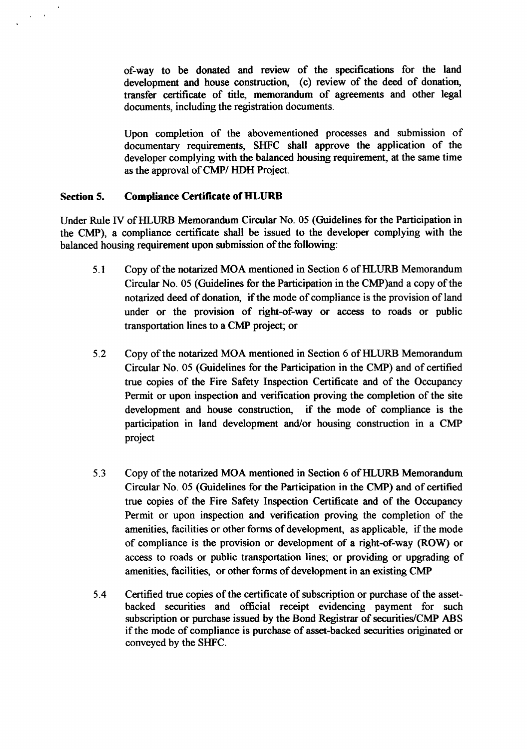of-way to be donated and review of the specifications for the land development and house construction, (c) review of the deed of donation, transfer certificate of title, memorandum of agreements and other legal documents, including the registration documents.

Upon completion of the abovementioned processes and submission of documentary requirements, SHFC shall approve the application of the developer complying with the balanced housing requirement, at the same time as the approval of CMP/ HDH Project.

**Section 5. Compliance Certificate of HLURB**

Under Rule IV of HLURB Memorandum Circular No. 05 (Guidelines for the Participation in the CMP), a compliance certificate shall be issued to the developer complying with the balanced housing requirement upon submission of the following:

5.1 Copy of the notarized MOA mentioned in Section 6 of HLURB Memorandum Circular No. 05 (Guidelines for the Participation in the CMP)and a copy of the notarized deed of donation, if the mode of compliance is the provision of land under or the provision of right-of-way or access to roads or public transportation lines to a CMP project; or

5.2 Copy of the notarized MOA mentioned in Section 6 of HLURB Memorandum Circular No. 05 (Guidelines for the Participation in the CMP) and of certified true copies of the Fire Safety Inspection Certificate and of the Occupancy Permit or upon inspection and verification proving the completion of the site development and house construction, if the mode of compliance is the participation in land development and/or housing construction in a CMP project

5.3 Copy of the notarized MOA mentioned in Section 6 of HLURB Memorandum Circular No. 05 (Guidelines for the Participation in the CMP) and of certified true copies of the Fire Safety Inspection Certificate and of the Occupancy Permit or upon inspection and verification proving the completion of the amenities, facilities or other forms of development, as applicable, if the mode of compliance is the provision or development of a right-of-way (ROW) or access to roads or public transportation lines; or providing or upgrading of amenities, facilities, or other forms of development in an existing CMP

5.4 Certified true copies of the certificate of subscription or purchase of the asset-backed securities and official receipt evidencing payment for such subscription or purchase issued by the Bond Registrar of securities/CMP ABS if the mode of compliance is purchase of asset-backed securities originated or conveyed by the SHFC.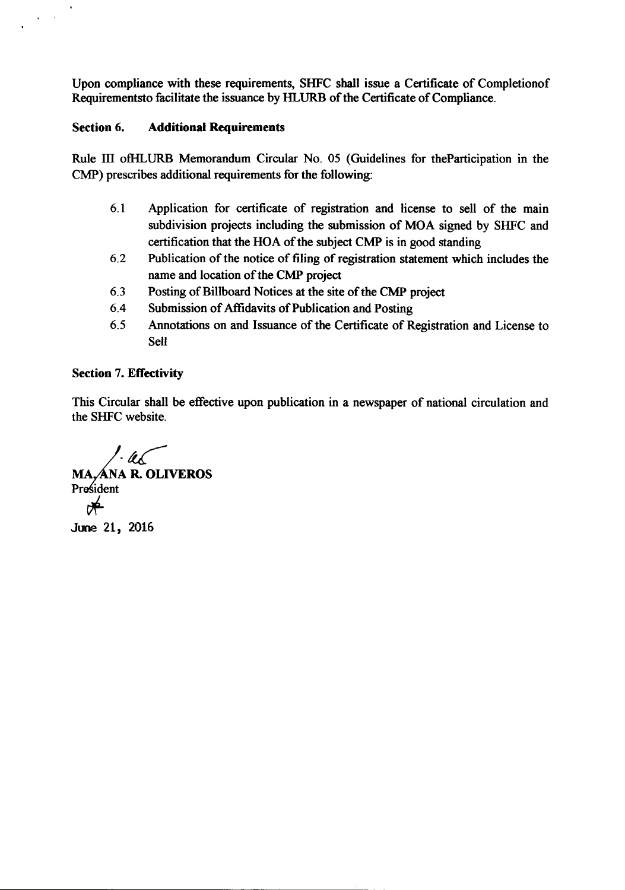Upon compliance with these requirements, SHFC shall issue a Certificate of Completionof Requirementsto facilitate the issuance by HLURB of the Certificate of Compliance.

## Section 6. Additional Requirements

Rule III ofHLURB Memorandum Circular No. 05 (Guidelines for theParticipation in the CMP) prescribes additional requirements for the following:

6.1 Application for certificate of registration and license to sell of the main subdivision projects including the submission of MOA signed by SHFC and certification that the HOA of the subject CMP is in good standing

6.2 Publication of the notice of filing of registration statement which includes the name and location of the CMP project

6.3 Posting of Billboard Notices at the site of the CMP project

6.4 Submission of Affidavits of Publication and Posting

6.5 Annotations on and Issuance of the Certificate of Registration and License to Sell

## Section 7. Effectivity

This Circular shall be effective upon publication in a newspaper of national circulation and the SHFC website.

**MA. ANA R. OLIVEROS**
President

June 21, 2016